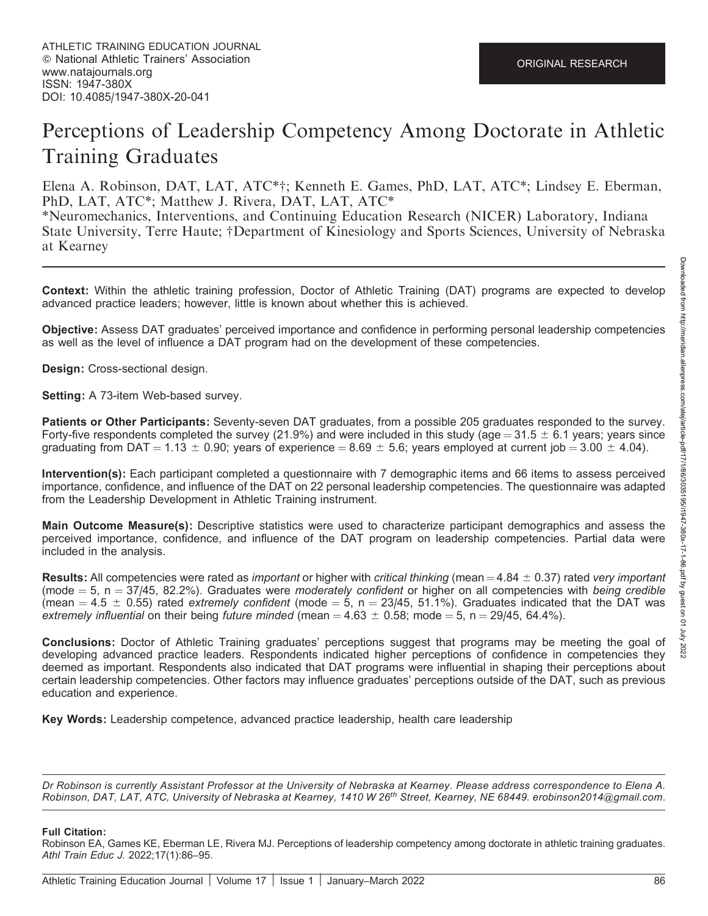ATHLETIC TRAINING EDUCATION JOURNAL
© National Athletic Trainers' Association
www.natajournals.org
ISSN: 1947-380X
DOI: 10.4085/1947-380X-20-041

ORIGINAL RESEARCH

# Perceptions of Leadership Competency Among Doctorate in Athletic Training Graduates

Elena A. Robinson, DAT, LAT, ATC*†; Kenneth E. Games, PhD, LAT, ATC*; Lindsey E. Eberman, PhD, LAT, ATC*; Matthew J. Rivera, DAT, LAT, ATC*

*Neuromechanics, Interventions, and Continuing Education Research (NICER) Laboratory, Indiana State University, Terre Haute; †Department of Kinesiology and Sports Sciences, University of Nebraska at Kearney

**Context:** Within the athletic training profession, Doctor of Athletic Training (DAT) programs are expected to develop advanced practice leaders; however, little is known about whether this is achieved.

**Objective:** Assess DAT graduates' perceived importance and confidence in performing personal leadership competencies as well as the level of influence a DAT program had on the development of these competencies.

**Design:** Cross-sectional design.

**Setting:** A 73-item Web-based survey.

**Patients or Other Participants:** Seventy-seven DAT graduates, from a possible 205 graduates responded to the survey. Forty-five respondents completed the survey (21.9%) and were included in this study (age = 31.5 ± 6.1 years; years since graduating from DAT = 1.13 ± 0.90; years of experience = 8.69 ± 5.6; years employed at current job = 3.00 ± 4.04).

**Intervention(s):** Each participant completed a questionnaire with 7 demographic items and 66 items to assess perceived importance, confidence, and influence of the DAT on 22 personal leadership competencies. The questionnaire was adapted from the Leadership Development in Athletic Training instrument.

**Main Outcome Measure(s):** Descriptive statistics were used to characterize participant demographics and assess the perceived importance, confidence, and influence of the DAT program on leadership competencies. Partial data were included in the analysis.

**Results:** All competencies were rated as *important* or higher with *critical thinking* (mean = 4.84 ± 0.37) rated *very important* (mode = 5, n = 37/45, 82.2%). Graduates were *moderately confident* or higher on all competencies with *being credible* (mean = 4.5 ± 0.55) rated *extremely confident* (mode = 5, n = 23/45, 51.1%). Graduates indicated that the DAT was *extremely influential* on their being *future minded* (mean = 4.63 ± 0.58; mode = 5, n = 29/45, 64.4%).

**Conclusions:** Doctor of Athletic Training graduates' perceptions suggest that programs may be meeting the goal of developing advanced practice leaders. Respondents indicated higher perceptions of confidence in competencies they deemed as important. Respondents also indicated that DAT programs were influential in shaping their perceptions about certain leadership competencies. Other factors may influence graduates' perceptions outside of the DAT, such as previous education and experience.

**Key Words:** Leadership competence, advanced practice leadership, health care leadership

*Dr Robinson is currently Assistant Professor at the University of Nebraska at Kearney. Please address correspondence to Elena A. Robinson, DAT, LAT, ATC, University of Nebraska at Kearney, 1410 W 26th Street, Kearney, NE 68449. erobinson2014@gmail.com.*

**Full Citation:**
Robinson EA, Games KE, Eberman LE, Rivera MJ. Perceptions of leadership competency among doctorate in athletic training graduates. *Athl Train Educ J.* 2022;17(1):86–95.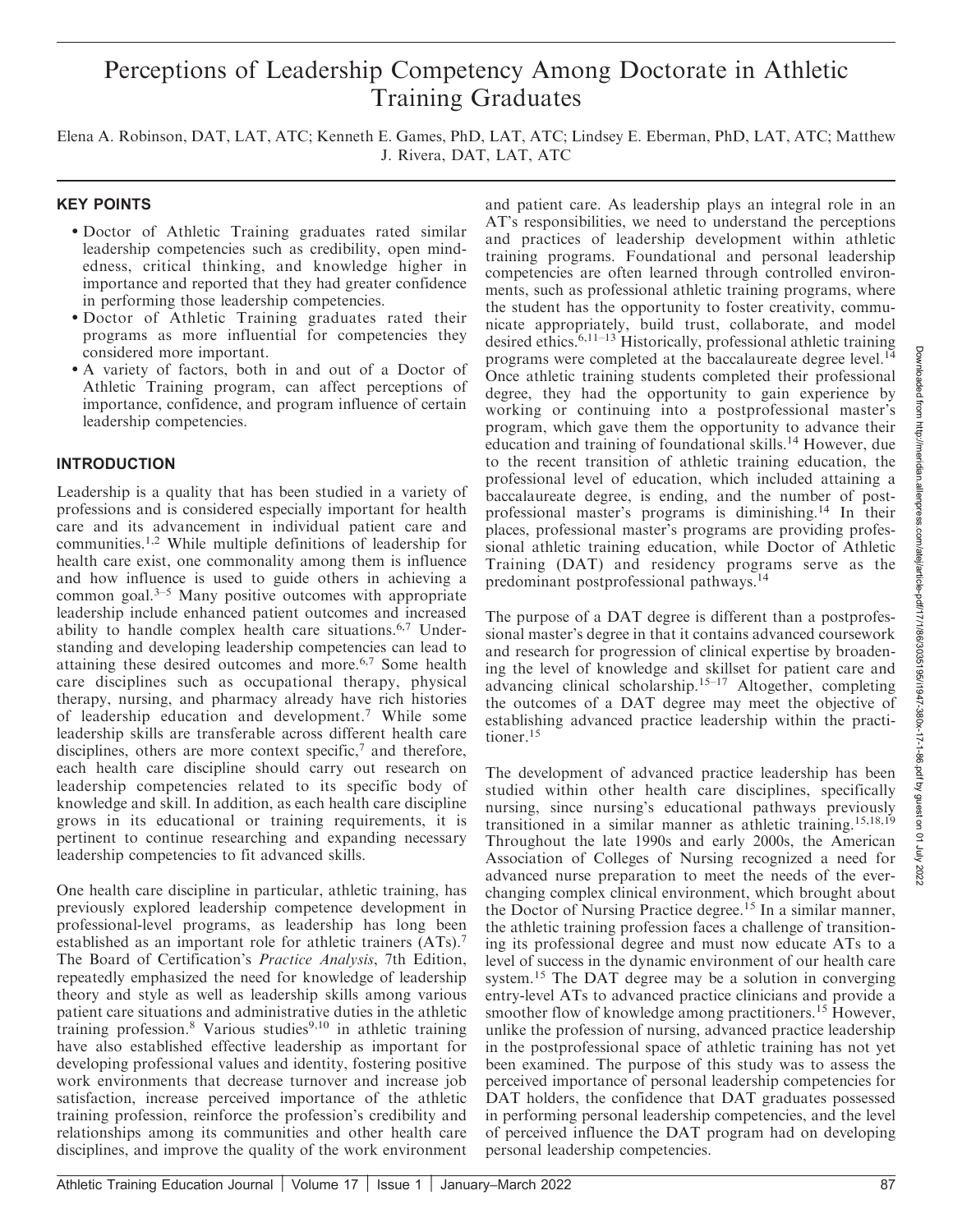# Perceptions of Leadership Competency Among Doctorate in Athletic Training Graduates

Elena A. Robinson, DAT, LAT, ATC; Kenneth E. Games, PhD, LAT, ATC; Lindsey E. Eberman, PhD, LAT, ATC; Matthew J. Rivera, DAT, LAT, ATC

## KEY POINTS

- Doctor of Athletic Training graduates rated similar leadership competencies such as credibility, open mindedness, critical thinking, and knowledge higher in importance and reported that they had greater confidence in performing those leadership competencies.
- Doctor of Athletic Training graduates rated their programs as more influential for competencies they considered more important.
- A variety of factors, both in and out of a Doctor of Athletic Training program, can affect perceptions of importance, confidence, and program influence of certain leadership competencies.

## INTRODUCTION

Leadership is a quality that has been studied in a variety of professions and is considered especially important for health care and its advancement in individual patient care and communities.[1,2] While multiple definitions of leadership for health care exist, one commonality among them is influence and how influence is used to guide others in achieving a common goal.[3–5] Many positive outcomes with appropriate leadership include enhanced patient outcomes and increased ability to handle complex health care situations.[6,7] Understanding and developing leadership competencies can lead to attaining these desired outcomes and more.[6,7] Some health care disciplines such as occupational therapy, physical therapy, nursing, and pharmacy already have rich histories of leadership education and development.[7] While some leadership skills are transferable across different health care disciplines, others are more context specific,[7] and therefore, each health care discipline should carry out research on leadership competencies related to its specific body of knowledge and skill. In addition, as each health care discipline grows in its educational or training requirements, it is pertinent to continue researching and expanding necessary leadership competencies to fit advanced skills.

One health care discipline in particular, athletic training, has previously explored leadership competence development in professional-level programs, as leadership has long been established as an important role for athletic trainers (ATs).[7] The Board of Certification's *Practice Analysis*, 7th Edition, repeatedly emphasized the need for knowledge of leadership theory and style as well as leadership skills among various patient care situations and administrative duties in the athletic training profession.[8] Various studies[9,10] in athletic training have also established effective leadership as important for developing professional values and identity, fostering positive work environments that decrease turnover and increase job satisfaction, increase perceived importance of the athletic training profession, reinforce the profession's credibility and relationships among its communities and other health care disciplines, and improve the quality of the work environment and patient care. As leadership plays an integral role in an AT's responsibilities, we need to understand the perceptions and practices of leadership development within athletic training programs. Foundational and personal leadership competencies are often learned through controlled environments, such as professional athletic training programs, where the student has the opportunity to foster creativity, communicate appropriately, build trust, collaborate, and model desired ethics.[6,11–13] Historically, professional athletic training programs were completed at the baccalaureate degree level.[14] Once athletic training students completed their professional degree, they had the opportunity to gain experience by working or continuing into a postprofessional master's program, which gave them the opportunity to advance their education and training of foundational skills.[14] However, due to the recent transition of athletic training education, the professional level of education, which included attaining a baccalaureate degree, is ending, and the number of postprofessional master's programs is diminishing.[14] In their places, professional master's programs are providing professional athletic training education, while Doctor of Athletic Training (DAT) and residency programs serve as the predominant postprofessional pathways.[14]

The purpose of a DAT degree is different than a postprofessional master's degree in that it contains advanced coursework and research for progression of clinical expertise by broadening the level of knowledge and skillset for patient care and advancing clinical scholarship.[15–17] Altogether, completing the outcomes of a DAT degree may meet the objective of establishing advanced practice leadership within the practitioner.[15]

The development of advanced practice leadership has been studied within other health care disciplines, specifically nursing, since nursing's educational pathways previously transitioned in a similar manner as athletic training.[15,18,19] Throughout the late 1990s and early 2000s, the American Association of Colleges of Nursing recognized a need for advanced nurse preparation to meet the needs of the ever-changing complex clinical environment, which brought about the Doctor of Nursing Practice degree.[15] In a similar manner, the athletic training profession faces a challenge of transitioning its professional degree and must now educate ATs to a level of success in the dynamic environment of our health care system.[15] The DAT degree may be a solution in converging entry-level ATs to advanced practice clinicians and provide a smoother flow of knowledge among practitioners.[15] However, unlike the profession of nursing, advanced practice leadership in the postprofessional space of athletic training has not yet been examined. The purpose of this study was to assess the perceived importance of personal leadership competencies for DAT holders, the confidence that DAT graduates possessed in performing personal leadership competencies, and the level of perceived influence the DAT program had on developing personal leadership competencies.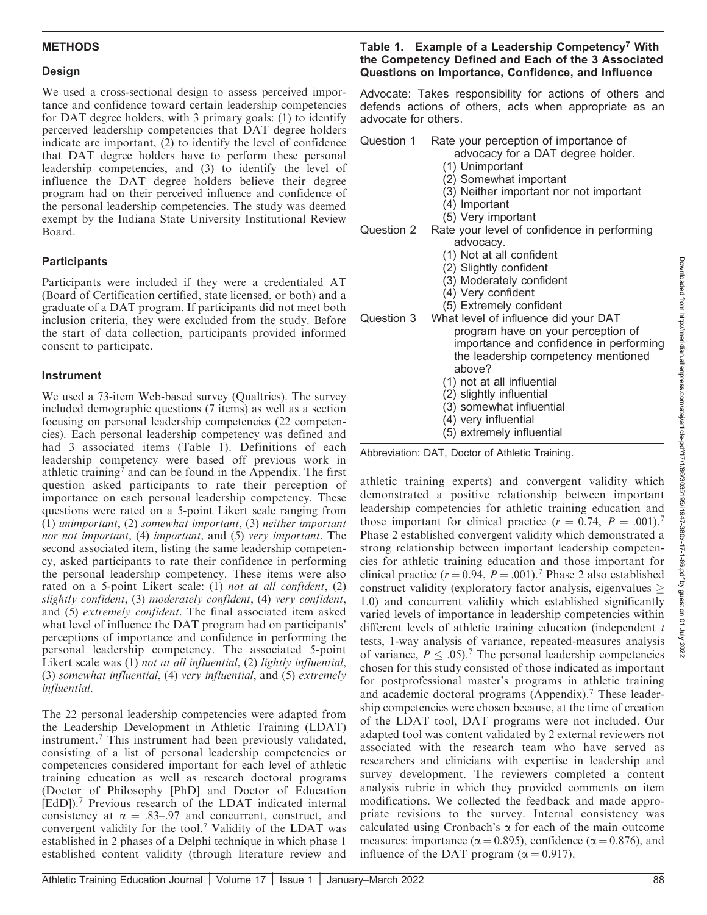## METHODS

### Design

We used a cross-sectional design to assess perceived importance and confidence toward certain leadership competencies for DAT degree holders, with 3 primary goals: (1) to identify perceived leadership competencies that DAT degree holders indicate are important, (2) to identify the level of confidence that DAT degree holders have to perform these personal leadership competencies, and (3) to identify the level of influence the DAT degree holders believe their degree program had on their perceived influence and confidence of the personal leadership competencies. The study was deemed exempt by the Indiana State University Institutional Review Board.

### Participants

Participants were included if they were a credentialed AT (Board of Certification certified, state licensed, or both) and a graduate of a DAT program. If participants did not meet both inclusion criteria, they were excluded from the study. Before the start of data collection, participants provided informed consent to participate.

### Instrument

We used a 73-item Web-based survey (Qualtrics). The survey included demographic questions (7 items) as well as a section focusing on personal leadership competencies (22 competencies). Each personal leadership competency was defined and had 3 associated items (Table 1). Definitions of each leadership competency were based off previous work in athletic training[7] and can be found in the Appendix. The first question asked participants to rate their perception of importance on each personal leadership competency. These questions were rated on a 5-point Likert scale ranging from (1) *unimportant*, (2) *somewhat important*, (3) *neither important nor not important*, (4) *important*, and (5) *very important*. The second associated item, listing the same leadership competency, asked participants to rate their confidence in performing the personal leadership competency. These items were also rated on a 5-point Likert scale: (1) *not at all confident*, (2) *slightly confident*, (3) *moderately confident*, (4) *very confident*, and (5) *extremely confident*. The final associated item asked what level of influence the DAT program had on participants' perceptions of importance and confidence in performing the personal leadership competency. The associated 5-point Likert scale was (1) *not at all influential*, (2) *lightly influential*, (3) *somewhat influential*, (4) *very influential*, and (5) *extremely influential*.

The 22 personal leadership competencies were adapted from the Leadership Development in Athletic Training (LDAT) instrument.[7] This instrument had been previously validated, consisting of a list of personal leadership competencies or competencies considered important for each level of athletic training education as well as research doctoral programs (Doctor of Philosophy [PhD] and Doctor of Education [EdD]).[7] Previous research of the LDAT indicated internal consistency at $\alpha = .83–.97$ and concurrent, construct, and convergent validity for the tool.[7] Validity of the LDAT was established in 2 phases of a Delphi technique in which phase 1 established content validity (through literature review and athletic training experts) and convergent validity which demonstrated a positive relationship between important leadership competencies for athletic training education and those important for clinical practice ($r = 0.74$, $P = .001$).[7] Phase 2 established convergent validity which demonstrated a strong relationship between important leadership competencies for athletic training education and those important for clinical practice ($r = 0.94$, $P = .001$).[7] Phase 2 also established construct validity (exploratory factor analysis, eigenvalues $\geq$ 1.0) and concurrent validity which established significantly varied levels of importance in leadership competencies within different levels of athletic training education (independent $t$ tests, 1-way analysis of variance, repeated-measures analysis of variance, $P \leq .05$).[7] The personal leadership competencies chosen for this study consisted of those indicated as important for postprofessional master's programs in athletic training and academic doctoral programs (Appendix).[7] These leadership competencies were chosen because, at the time of creation of the LDAT tool, DAT programs were not included. Our adapted tool was content validated by 2 external reviewers not associated with the research team who have served as researchers and clinicians with expertise in leadership and survey development. The reviewers completed a content analysis rubric in which they provided comments on item modifications. We collected the feedback and made appropriate revisions to the survey. Internal consistency was calculated using Cronbach's $\alpha$ for each of the main outcome measures: importance ($\alpha = 0.895$), confidence ($\alpha = 0.876$), and influence of the DAT program ($\alpha = 0.917$).

**Table 1. Example of a Leadership Competency[7] With the Competency Defined and Each of the 3 Associated Questions on Importance, Confidence, and Influence**

| Advocate: Takes responsibility for actions of others and defends actions of others, acts when appropriate as an advocate for others. | |
|---|---|
| Question 1 | Rate your perception of importance of advocacy for a DAT degree holder.<br>(1) Unimportant<br>(2) Somewhat important<br>(3) Neither important nor not important<br>(4) Important<br>(5) Very important |
| Question 2 | Rate your level of confidence in performing advocacy.<br>(1) Not at all confident<br>(2) Slightly confident<br>(3) Moderately confident<br>(4) Very confident<br>(5) Extremely confident |
| Question 3 | What level of influence did your DAT program have on your perception of importance and confidence in performing the leadership competency mentioned above?<br>(1) not at all influential<br>(2) slightly influential<br>(3) somewhat influential<br>(4) very influential<br>(5) extremely influential |

Abbreviation: DAT, Doctor of Athletic Training.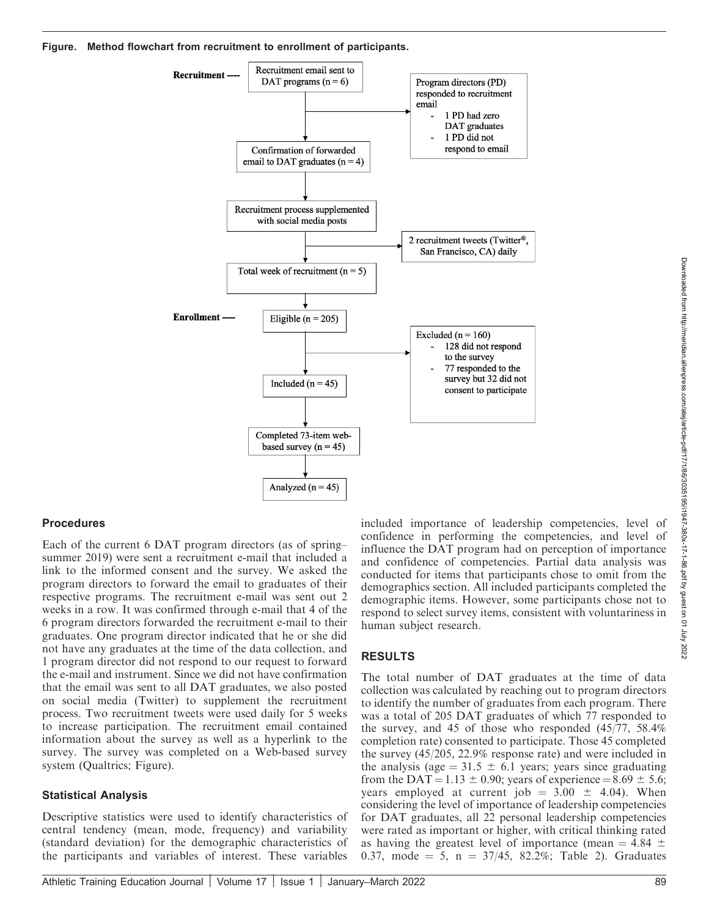**Figure. Method flowchart from recruitment to enrollment of participants.**

```
Recruitment ----  Recruitment email sent to DAT programs (n = 6)
                      |
                      |----> Program directors (PD) responded to recruitment email
                      |        - 1 PD had zero DAT graduates
                      |        - 1 PD did not respond to email
                      v
                  Confirmation of forwarded email to DAT graduates (n = 4)
                      |
                      v
                  Recruitment process supplemented with social media posts
                      |
                      |----> 2 recruitment tweets (Twitter®, San Francisco, CA) daily
                      v
                  Total week of recruitment (n = 5)
                      |
                      v
Enrollment ----   Eligible (n = 205)
                      |
                      |----> Excluded (n = 160)
                      |        - 128 did not respond to the survey
                      |        - 77 responded to the survey but 32 did not consent to participate
                      v
                  Included (n = 45)
                      |
                      v
                  Completed 73-item web-based survey (n = 45)
                      |
                      v
                  Analyzed (n = 45)
```

## Procedures

Each of the current 6 DAT program directors (as of spring–summer 2019) were sent a recruitment e-mail that included a link to the informed consent and the survey. We asked the program directors to forward the email to graduates of their respective programs. The recruitment e-mail was sent out 2 weeks in a row. It was confirmed through e-mail that 4 of the 6 program directors forwarded the recruitment e-mail to their graduates. One program director indicated that he or she did not have any graduates at the time of the data collection, and 1 program director did not respond to our request to forward the e-mail and instrument. Since we did not have confirmation that the email was sent to all DAT graduates, we also posted on social media (Twitter) to supplement the recruitment process. Two recruitment tweets were used daily for 5 weeks to increase participation. The recruitment email contained information about the survey as well as a hyperlink to the survey. The survey was completed on a Web-based survey system (Qualtrics; Figure).

## Statistical Analysis

Descriptive statistics were used to identify characteristics of central tendency (mean, mode, frequency) and variability (standard deviation) for the demographic characteristics of the participants and variables of interest. These variables included importance of leadership competencies, level of confidence in performing the competencies, and level of influence the DAT program had on perception of importance and confidence of competencies. Partial data analysis was conducted for items that participants chose to omit from the demographics section. All included participants completed the demographic items. However, some participants chose not to respond to select survey items, consistent with voluntariness in human subject research.

## RESULTS

The total number of DAT graduates at the time of data collection was calculated by reaching out to program directors to identify the number of graduates from each program. There was a total of 205 DAT graduates of which 77 responded to the survey, and 45 of those who responded (45/77, 58.4% completion rate) consented to participate. Those 45 completed the survey (45/205, 22.9% response rate) and were included in the analysis (age = $31.5 \pm 6.1$ years; years since graduating from the DAT = $1.13 \pm 0.90$; years of experience = $8.69 \pm 5.6$; years employed at current job = $3.00 \pm 4.04$). When considering the level of importance of leadership competencies for DAT graduates, all 22 personal leadership competencies were rated as important or higher, with critical thinking rated as having the greatest level of importance (mean = $4.84 \pm 0.37$, mode = 5, n = 37/45, 82.2%; Table 2). Graduates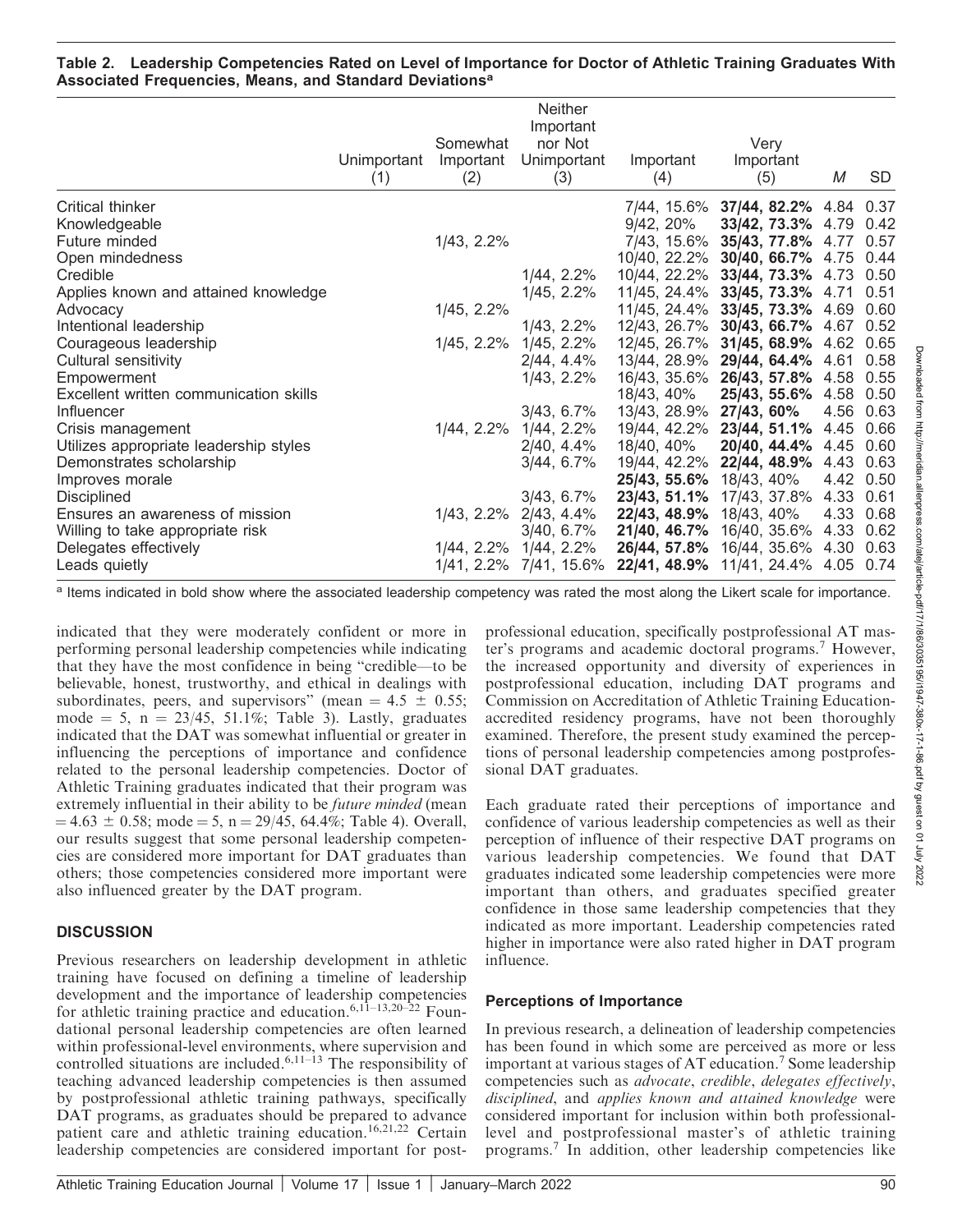**Table 2. Leadership Competencies Rated on Level of Importance for Doctor of Athletic Training Graduates With Associated Frequencies, Means, and Standard Deviations[a]**

| | Unimportant (1) | Somewhat Important (2) | Neither Important nor Not Unimportant (3) | Important (4) | Very Important (5) | *M* | SD |
|---|---|---|---|---|---|---|---|
| Critical thinker | | | | 7/44, 15.6% | **37/44, 82.2%** | 4.84 | 0.37 |
| Knowledgeable | | | | 9/42, 20% | **33/42, 73.3%** | 4.79 | 0.42 |
| Future minded | | 1/43, 2.2% | | 7/43, 15.6% | **35/43, 77.8%** | 4.77 | 0.57 |
| Open mindedness | | | | 10/40, 22.2% | **30/40, 66.7%** | 4.75 | 0.44 |
| Credible | | | 1/44, 2.2% | 10/44, 22.2% | **33/44, 73.3%** | 4.73 | 0.50 |
| Applies known and attained knowledge | | | 1/45, 2.2% | 11/45, 24.4% | **33/45, 73.3%** | 4.71 | 0.51 |
| Advocacy | | 1/45, 2.2% | | 11/45, 24.4% | **33/45, 73.3%** | 4.69 | 0.60 |
| Intentional leadership | | | 1/43, 2.2% | 12/43, 26.7% | **30/43, 66.7%** | 4.67 | 0.52 |
| Courageous leadership | | 1/45, 2.2% | 1/45, 2.2% | 12/45, 26.7% | **31/45, 68.9%** | 4.62 | 0.65 |
| Cultural sensitivity | | | 2/44, 4.4% | 13/44, 28.9% | **29/44, 64.4%** | 4.61 | 0.58 |
| Empowerment | | | 1/43, 2.2% | 16/43, 35.6% | **26/43, 57.8%** | 4.58 | 0.55 |
| Excellent written communication skills | | | | 18/43, 40% | **25/43, 55.6%** | 4.58 | 0.50 |
| Influencer | | | 3/43, 6.7% | 13/43, 28.9% | **27/43, 60%** | 4.56 | 0.63 |
| Crisis management | | 1/44, 2.2% | 1/44, 2.2% | 19/44, 42.2% | **23/44, 51.1%** | 4.45 | 0.66 |
| Utilizes appropriate leadership styles | | | 2/40, 4.4% | 18/40, 40% | **20/40, 44.4%** | 4.45 | 0.60 |
| Demonstrates scholarship | | | 3/44, 6.7% | 19/44, 42.2% | **22/44, 48.9%** | 4.43 | 0.63 |
| Improves morale | | | | **25/43, 55.6%** | 18/43, 40% | 4.42 | 0.50 |
| Disciplined | | | 3/43, 6.7% | **23/43, 51.1%** | 17/43, 37.8% | 4.33 | 0.61 |
| Ensures an awareness of mission | | 1/43, 2.2% | 2/43, 4.4% | **22/43, 48.9%** | 18/43, 40% | 4.33 | 0.68 |
| Willing to take appropriate risk | | | 3/40, 6.7% | **21/40, 46.7%** | 16/40, 35.6% | 4.33 | 0.62 |
| Delegates effectively | | 1/44, 2.2% | 1/44, 2.2% | **26/44, 57.8%** | 16/44, 35.6% | 4.30 | 0.63 |
| Leads quietly | | 1/41, 2.2% | 7/41, 15.6% | **22/41, 48.9%** | 11/41, 24.4% | 4.05 | 0.74 |

[a] Items indicated in bold show where the associated leadership competency was rated the most along the Likert scale for importance.

indicated that they were moderately confident or more in performing personal leadership competencies while indicating that they have the most confidence in being "credible—to be believable, honest, trustworthy, and ethical in dealings with subordinates, peers, and supervisors" (mean = 4.5 ± 0.55; mode = 5, n = 23/45, 51.1%; Table 3). Lastly, graduates indicated that the DAT was somewhat influential or greater in influencing the perceptions of importance and confidence related to the personal leadership competencies. Doctor of Athletic Training graduates indicated that their program was extremely influential in their ability to *future minded* (mean = 4.63 ± 0.58; mode = 5, n = 29/45, 64.4%; Table 4). Overall, our results suggest that some personal leadership competencies are considered more important for DAT graduates than others; those competencies considered more important were also influenced greater by the DAT program.

## DISCUSSION

Previous researchers on leadership development in athletic training have focused on defining a timeline of leadership development and the importance of leadership competencies for athletic training practice and education.[6,11–13,20–22] Foundational personal leadership competencies are often learned within professional-level environments, where supervision and controlled situations are included.[6,11–13] The responsibility of teaching advanced leadership competencies is then assumed by postprofessional athletic training pathways, specifically DAT programs, as graduates should be prepared to advance patient care and athletic training education.[16,21,22] Certain leadership competencies are considered important for postprofessional education, specifically postprofessional AT master's programs and academic doctoral programs.[7] However, the increased opportunity and diversity of experiences in postprofessional education, including DAT programs and Commission on Accreditation of Athletic Training Education-accredited residency programs, have not been thoroughly examined. Therefore, the present study examined the perceptions of personal leadership competencies among postprofessional DAT graduates.

Each graduate rated their perceptions of importance and confidence of various leadership competencies as well as their perception of influence of their respective DAT programs on various leadership competencies. We found that DAT graduates indicated some leadership competencies were more important than others, and graduates specified greater confidence in those same leadership competencies that they indicated as more important. Leadership competencies rated higher in importance were also rated higher in DAT program influence.

### Perceptions of Importance

In previous research, a delineation of leadership competencies has been found in which some are perceived as more or less important at various stages of AT education.[7] Some leadership competencies such as *advocate*, *credible*, *delegates effectively*, *disciplined*, and *applies known and attained knowledge* were considered important for inclusion within both professional-level and postprofessional master's of athletic training programs.[7] In addition, other leadership competencies like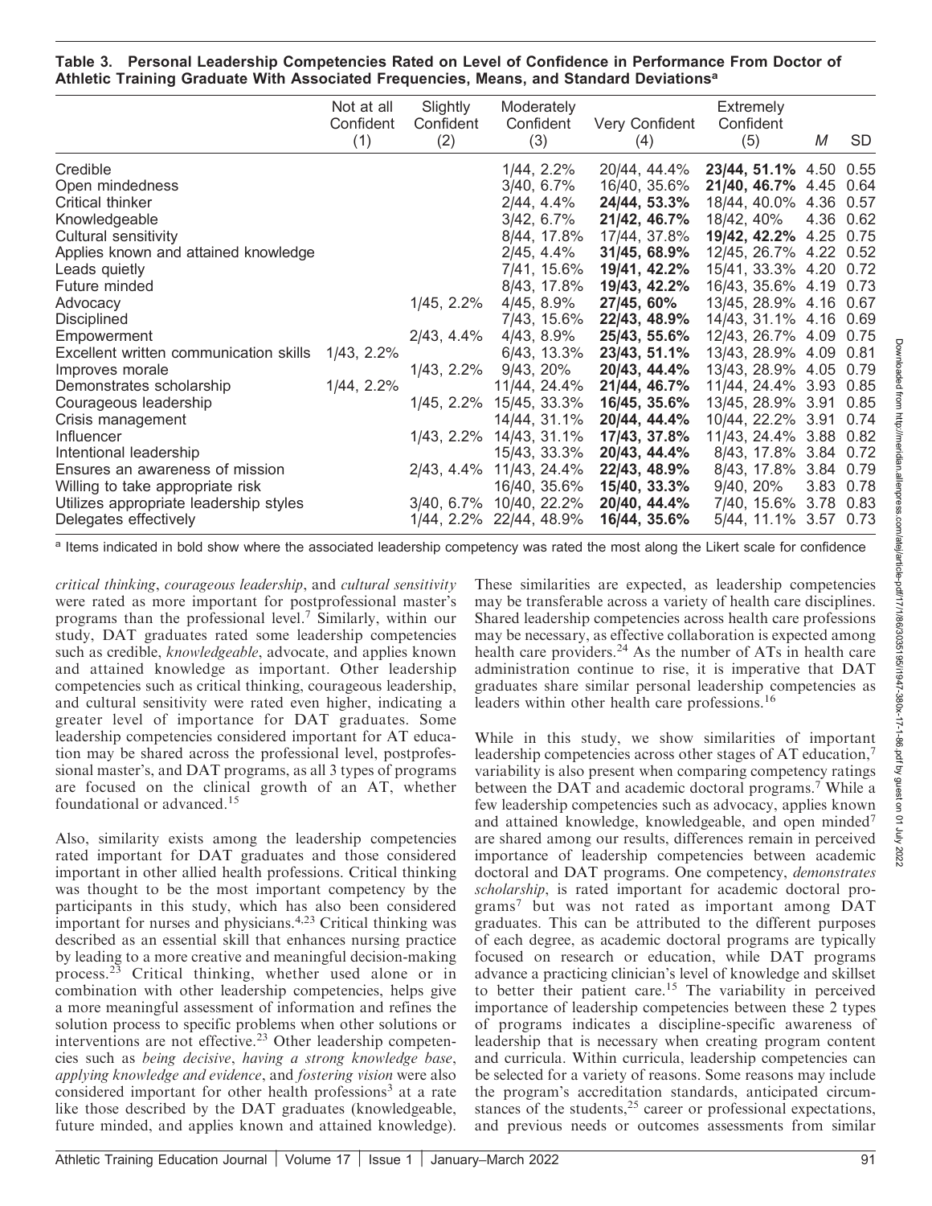**Table 3. Personal Leadership Competencies Rated on Level of Confidence in Performance From Doctor of Athletic Training Graduate With Associated Frequencies, Means, and Standard Deviations[a]**

| | Not at all Confident (1) | Slightly Confident (2) | Moderately Confident (3) | Very Confident (4) | Extremely Confident (5) | M | SD |
|---|---|---|---|---|---|---|---|
| Credible | | | 1/44, 2.2% | 20/44, 44.4% | **23/44, 51.1%** | 4.50 | 0.55 |
| Open mindedness | | | 3/40, 6.7% | 16/40, 35.6% | **21/40, 46.7%** | 4.45 | 0.64 |
| Critical thinker | | | 2/44, 4.4% | **24/44, 53.3%** | 18/44, 40.0% | 4.36 | 0.57 |
| Knowledgeable | | | 3/42, 6.7% | **21/42, 46.7%** | 18/42, 40% | 4.36 | 0.62 |
| Cultural sensitivity | | | 8/44, 17.8% | 17/44, 37.8% | **19/42, 42.2%** | 4.25 | 0.75 |
| Applies known and attained knowledge | | | 2/45, 4.4% | **31/45, 68.9%** | 12/45, 26.7% | 4.22 | 0.52 |
| Leads quietly | | | 7/41, 15.6% | **19/41, 42.2%** | 15/41, 33.3% | 4.20 | 0.72 |
| Future minded | | | 8/43, 17.8% | **19/43, 42.2%** | 16/43, 35.6% | 4.19 | 0.73 |
| Advocacy | | 1/45, 2.2% | 4/45, 8.9% | **27/45, 60%** | 13/45, 28.9% | 4.16 | 0.67 |
| Disciplined | | | 7/43, 15.6% | **22/43, 48.9%** | 14/43, 31.1% | 4.16 | 0.69 |
| Empowerment | | 2/43, 4.4% | 4/43, 8.9% | **25/43, 55.6%** | 12/43, 26.7% | 4.09 | 0.75 |
| Excellent written communication skills | 1/43, 2.2% | | 6/43, 13.3% | **23/43, 51.1%** | 13/43, 28.9% | 4.09 | 0.81 |
| Improves morale | | 1/43, 2.2% | 9/43, 20% | **20/43, 44.4%** | 13/43, 28.9% | 4.05 | 0.79 |
| Demonstrates scholarship | 1/44, 2.2% | | 11/44, 24.4% | **21/44, 46.7%** | 11/44, 24.4% | 3.93 | 0.85 |
| Courageous leadership | | 1/45, 2.2% | 15/45, 33.3% | **16/45, 35.6%** | 13/45, 28.9% | 3.91 | 0.85 |
| Crisis management | | | 14/44, 31.1% | **20/44, 44.4%** | 10/44, 22.2% | 3.91 | 0.74 |
| Influencer | | 1/43, 2.2% | 14/43, 31.1% | **17/43, 37.8%** | 11/43, 24.4% | 3.88 | 0.82 |
| Intentional leadership | | | 15/43, 33.3% | **20/43, 44.4%** | 8/43, 17.8% | 3.84 | 0.72 |
| Ensures an awareness of mission | | 2/43, 4.4% | 11/43, 24.4% | **22/43, 48.9%** | 8/43, 17.8% | 3.84 | 0.79 |
| Willing to take appropriate risk | | | 16/40, 35.6% | **15/40, 33.3%** | 9/40, 20% | 3.83 | 0.78 |
| Utilizes appropriate leadership styles | | 3/40, 6.7% | 10/40, 22.2% | **20/40, 44.4%** | 7/40, 15.6% | 3.78 | 0.83 |
| Delegates effectively | | 1/44, 2.2% | 22/44, 48.9% | **16/44, 35.6%** | 5/44, 11.1% | 3.57 | 0.73 |

[a] Items indicated in bold show where the associated leadership competency was rated the most along the Likert scale for confidence

*critical thinking*, *courageous leadership*, and *cultural sensitivity* were rated as more important for postprofessional master's programs than the professional level.[7] Similarly, within our study, DAT graduates rated some leadership competencies such as credible, *knowledgeable*, advocate, and applies known and attained knowledge as important. Other leadership competencies such as critical thinking, courageous leadership, and cultural sensitivity were rated even higher, indicating a greater level of importance for DAT graduates. Some leadership competencies considered important for AT education may be shared across the professional level, postprofessional master's, and DAT programs, as all 3 types of programs are focused on the clinical growth of an AT, whether foundational or advanced.[15]

Also, similarity exists among the leadership competencies rated important for DAT graduates and those considered important in other allied health professions. Critical thinking was thought to be the most important competency by the participants in this study, which has also been considered important for nurses and physicians.[4,23] Critical thinking was described as an essential skill that enhances nursing practice by leading to a more creative and meaningful decision-making process.[23] Critical thinking, whether used alone or in combination with other leadership competencies, helps give a more meaningful assessment of information and refines the solution process to specific problems when other solutions or interventions are not effective.[23] Other leadership competencies such as *being decisive*, *having a strong knowledge base*, *applying knowledge and evidence*, and *fostering vision* were also considered important for other health professions[3] at a rate like those described by the DAT graduates (knowledgeable, future minded, and applies known and attained knowledge). These similarities are expected, as leadership competencies may be transferable across a variety of health care disciplines. Shared leadership competencies across health care professions may be necessary, as effective collaboration is expected among health care providers.[24] As the number of ATs in health care administration continue to rise, it is imperative that DAT graduates share similar personal leadership competencies as leaders within other health care professions.[16]

While in this study, we show similarities of important leadership competencies across other stages of AT education,[7] variability is also present when comparing competency ratings between the DAT and academic doctoral programs.[7] While a few leadership competencies such as advocacy, applies known and attained knowledge, knowledgeable, and open minded[7] are shared among our results, differences remain in perceived importance of leadership competencies between academic doctoral and DAT programs. One competency, *demonstrates scholarship*, is rated important for academic doctoral programs[7] but was not rated as important among DAT graduates. This can be attributed to the different purposes of each degree, as academic doctoral programs are typically focused on research or education, while DAT programs advance a practicing clinician's level of knowledge and skillset to better their patient care.[15] The variability in perceived importance of leadership competencies between these 2 types of programs indicates a discipline-specific awareness of leadership that is necessary when creating program content and curricula. Within curricula, leadership competencies can be selected for a variety of reasons. Some reasons may include the program's accreditation standards, anticipated circumstances of the students,[25] career or professional expectations, and previous needs or outcomes assessments from similar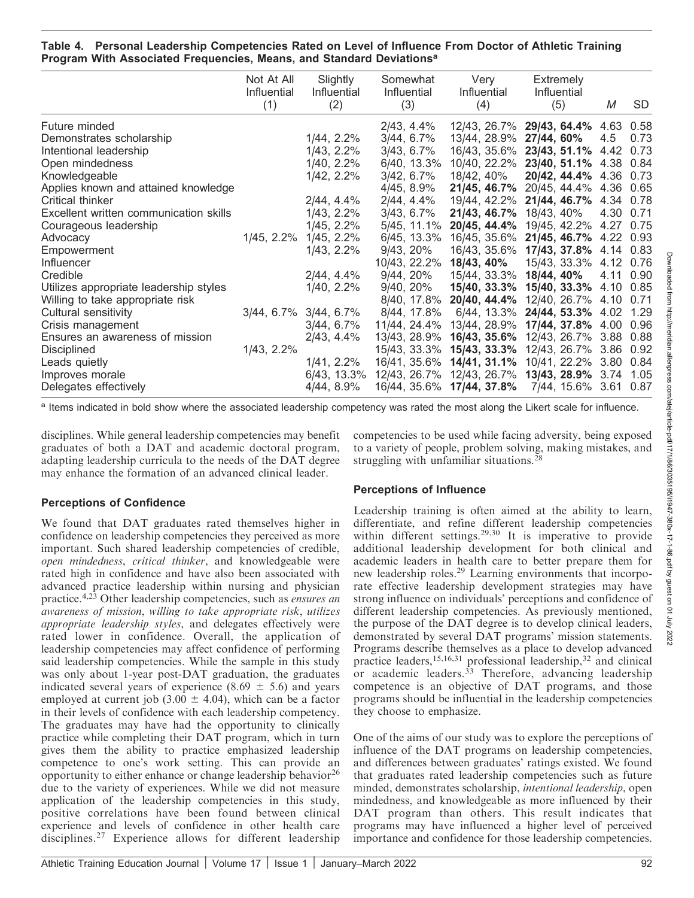**Table 4. Personal Leadership Competencies Rated on Level of Influence From Doctor of Athletic Training Program With Associated Frequencies, Means, and Standard Deviations[a]**

| | Not At All Influential (1) | Slightly Influential (2) | Somewhat Influential (3) | Very Influential (4) | Extremely Influential (5) | *M* | SD |
|---|---|---|---|---|---|---|---|
| Future minded | | | 2/43, 4.4% | 12/43, 26.7% | **29/43, 64.4%** | 4.63 | 0.58 |
| Demonstrates scholarship | | 1/44, 2.2% | 3/44, 6.7% | 13/44, 28.9% | **27/44, 60%** | 4.5 | 0.73 |
| Intentional leadership | | 1/43, 2.2% | 3/43, 6.7% | 16/43, 35.6% | **23/43, 51.1%** | 4.42 | 0.73 |
| Open mindedness | | 1/40, 2.2% | 6/40, 13.3% | 10/40, 22.2% | **23/40, 51.1%** | 4.38 | 0.84 |
| Knowledgeable | | 1/42, 2.2% | 3/42, 6.7% | 18/42, 40% | **20/42, 44.4%** | 4.36 | 0.73 |
| Applies known and attained knowledge | | | 4/45, 8.9% | **21/45, 46.7%** | 20/45, 44.4% | 4.36 | 0.65 |
| Critical thinker | | 2/44, 4.4% | 2/44, 4.4% | 19/44, 42.2% | **21/44, 46.7%** | 4.34 | 0.78 |
| Excellent written communication skills | | 1/43, 2.2% | 3/43, 6.7% | **21/43, 46.7%** | 18/43, 40% | 4.30 | 0.71 |
| Courageous leadership | | 1/45, 2.2% | 5/45, 11.1% | **20/45, 44.4%** | 19/45, 42.2% | 4.27 | 0.75 |
| Advocacy | 1/45, 2.2% | 1/45, 2.2% | 6/45, 13.3% | 16/45, 35.6% | **21/45, 46.7%** | 4.22 | 0.93 |
| Empowerment | | 1/43, 2.2% | 9/43, 20% | 16/43, 35.6% | **17/43, 37.8%** | 4.14 | 0.83 |
| Influencer | | | 10/43, 22.2% | **18/43, 40%** | 15/43, 33.3% | 4.12 | 0.76 |
| Credible | | 2/44, 4.4% | 9/44, 20% | 15/44, 33.3% | **18/44, 40%** | 4.11 | 0.90 |
| Utilizes appropriate leadership styles | | 1/40, 2.2% | 9/40, 20% | **15/40, 33.3%** | **15/40, 33.3%** | 4.10 | 0.85 |
| Willing to take appropriate risk | | | 8/40, 17.8% | **20/40, 44.4%** | 12/40, 26.7% | 4.10 | 0.71 |
| Cultural sensitivity | 3/44, 6.7% | 3/44, 6.7% | 8/44, 17.8% | 6/44, 13.3% | **24/44, 53.3%** | 4.02 | 1.29 |
| Crisis management | | 3/44, 6.7% | 11/44, 24.4% | 13/44, 28.9% | **17/44, 37.8%** | 4.00 | 0.96 |
| Ensures an awareness of mission | | 2/43, 4.4% | 13/43, 28.9% | **16/43, 35.6%** | 12/43, 26.7% | 3.88 | 0.88 |
| Disciplined | 1/43, 2.2% | | 15/43, 33.3% | **15/43, 33.3%** | 12/43, 26.7% | 3.86 | 0.92 |
| Leads quietly | | 1/41, 2.2% | 16/41, 35.6% | **14/41, 31.1%** | 10/41, 22.2% | 3.80 | 0.84 |
| Improves morale | | 6/43, 13.3% | 12/43, 26.7% | 12/43, 26.7% | **13/43, 28.9%** | 3.74 | 1.05 |
| Delegates effectively | | 4/44, 8.9% | 16/44, 35.6% | **17/44, 37.8%** | 7/44, 15.6% | 3.61 | 0.87 |

[a] Items indicated in bold show where the associated leadership competency was rated the most along the Likert scale for influence.

disciplines. While general leadership competencies may benefit graduates of both a DAT and academic doctoral program, adapting leadership curricula to the needs of the DAT degree may enhance the formation of an advanced clinical leader.

### Perceptions of Confidence

We found that DAT graduates rated themselves higher in confidence on leadership competencies they perceived as more important. Such shared leadership competencies of credible, *open mindedness*, *critical thinker*, and knowledgeable were rated high in confidence and have also been associated with advanced practice leadership within nursing and physician practice.[4,23] Other leadership competencies, such as *ensures an awareness of mission*, *willing to take appropriate risk*, *utilizes appropriate leadership styles*, and delegates effectively were rated lower in confidence. Overall, the application of leadership competencies may affect confidence of performing said leadership competencies. While the sample in this study was only about 1-year post-DAT graduation, the graduates indicated several years of experience ($8.69 \pm 5.6$) and years employed at current job ($3.00 \pm 4.04$), which can be a factor in their levels of confidence with each leadership competency. The graduates may have had the opportunity to clinically practice while completing their DAT program, which in turn gives them the ability to practice emphasized leadership competence to one's work setting. This can provide an opportunity to either enhance or change leadership behavior[26] due to the variety of experiences. While we did not measure application of the leadership competencies in this study, positive correlations have been found between clinical experience and levels of confidence in other health care disciplines.[27] Experience allows for different leadership competencies to be used while facing adversity, being exposed to a variety of people, problem solving, making mistakes, and struggling with unfamiliar situations.[28]

### Perceptions of Influence

Leadership training is often aimed at the ability to learn, differentiate, and refine different leadership competencies within different settings.[29,30] It is imperative to provide additional leadership development for both clinical and academic leaders in health care to better prepare them for new leadership roles.[29] Learning environments that incorporate effective leadership development strategies may have strong influence on individuals' perceptions and confidence of different leadership competencies. As previously mentioned, the purpose of the DAT degree is to develop clinical leaders, demonstrated by several DAT programs' mission statements. Programs describe themselves as a place to develop advanced practice leaders,[15,16,31] professional leadership,[32] and clinical or academic leaders.[33] Therefore, advancing leadership competence is an objective of DAT programs, and those programs should be influential in the leadership competencies they choose to emphasize.

One of the aims of our study was to explore the perceptions of influence of the DAT programs on leadership competencies, and differences between graduates' ratings existed. We found that graduates rated leadership competencies such as future minded, demonstrates scholarship, *intentional leadership*, open mindedness, and knowledgeable as more influenced by their DAT program than others. This result indicates that programs may have influenced a higher level of perceived importance and confidence for those leadership competencies.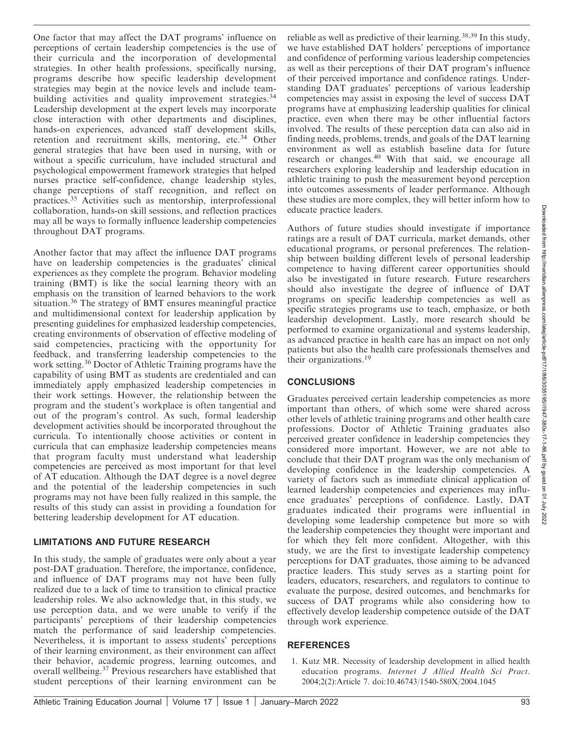One factor that may affect the DAT programs' influence on perceptions of certain leadership competencies is the use of their curricula and the incorporation of developmental strategies. In other health professions, specifically nursing, programs describe how specific leadership development strategies may begin at the novice levels and include team-building activities and quality improvement strategies.[34] Leadership development at the expert levels may incorporate close interaction with other departments and disciplines, hands-on experiences, advanced staff development skills, retention and recruitment skills, mentoring, etc.[34] Other general strategies that have been used in nursing, with or without a specific curriculum, have included structural and psychological empowerment framework strategies that helped nurses practice self-confidence, change leadership styles, change perceptions of staff recognition, and reflect on practices.[35] Activities such as mentorship, interprofessional collaboration, hands-on skill sessions, and reflection practices may all be ways to formally influence leadership competencies throughout DAT programs.

Another factor that may affect the influence DAT programs have on leadership competencies is the graduates' clinical experiences as they complete the program. Behavior modeling training (BMT) is like the social learning theory with an emphasis on the transition of learned behaviors to the work situation.[36] The strategy of BMT ensures meaningful practice and multidimensional context for leadership application by presenting guidelines for emphasized leadership competencies, creating environments of observation of effective modeling of said competencies, practicing with the opportunity for feedback, and transferring leadership competencies to the work setting.[36] Doctor of Athletic Training programs have the capability of using BMT as students are credentialed and can immediately apply emphasized leadership competencies in their work settings. However, the relationship between the program and the student's workplace is often tangential and out of the program's control. As such, formal leadership development activities should be incorporated throughout the curricula. To intentionally choose activities or content in curricula that can emphasize leadership competencies means that program faculty must understand what leadership competencies are perceived as most important for that level of AT education. Although the DAT degree is a novel degree and the potential of the leadership competencies in such programs may not have been fully realized in this sample, the results of this study can assist in providing a foundation for bettering leadership development for AT education.

## LIMITATIONS AND FUTURE RESEARCH

In this study, the sample of graduates were only about a year post-DAT graduation. Therefore, the importance, confidence, and influence of DAT programs may not have been fully realized due to a lack of time to transition to clinical practice leadership roles. We also acknowledge that, in this study, we use perception data, and we were unable to verify if the participants' perceptions of their leadership competencies match the performance of said leadership competencies. Nevertheless, it is important to assess students' perceptions of their learning environment, as their environment can affect their behavior, academic progress, learning outcomes, and overall wellbeing.[37] Previous researchers have established that student perceptions of their learning environment can be reliable as well as predictive of their learning.[38,39] In this study, we have established DAT holders' perceptions of importance and confidence of performing various leadership competencies as well as their perceptions of their DAT program's influence of their perceived importance and confidence ratings. Understanding DAT graduates' perceptions of various leadership competencies may assist in exposing the level of success DAT programs have at emphasizing leadership qualities for clinical practice, even when there may be other influential factors involved. The results of these perception data can also aid in finding needs, problems, trends, and goals of the DAT learning environment as well as establish baseline data for future research or changes.[40] With that said, we encourage all researchers exploring leadership and leadership education in athletic training to push the measurement beyond perception into outcomes assessments of leader performance. Although these studies are more complex, they will better inform how to educate practice leaders.

Authors of future studies should investigate if importance ratings are a result of DAT curricula, market demands, other educational programs, or personal preferences. The relationship between building different levels of personal leadership competence to having different career opportunities should also be investigated in future research. Future researchers should also investigate the degree of influence of DAT programs on specific leadership competencies as well as specific strategies programs use to teach, emphasize, or both leadership development. Lastly, more research should be performed to examine organizational and systems leadership, as advanced practice in health care has an impact on not only patients but also the health care professionals themselves and their organizations.[19]

## CONCLUSIONS

Graduates perceived certain leadership competencies as more important than others, of which some were shared across other levels of athletic training programs and other health care professions. Doctor of Athletic Training graduates also perceived greater confidence in leadership competencies they considered more important. However, we are not able to conclude that their DAT program was the only mechanism of developing confidence in the leadership competencies. A variety of factors such as immediate clinical application of learned leadership competencies and experiences may influence graduates' perceptions of confidence. Lastly, DAT graduates indicated their programs were influential in developing some leadership competence but more so with the leadership competencies they thought were important and for which they felt more confident. Altogether, with this study, we are the first to investigate leadership competency perceptions for DAT graduates, those aiming to be advanced practice leaders. This study serves as a starting point for leaders, educators, researchers, and regulators to continue to evaluate the purpose, desired outcomes, and benchmarks for success of DAT programs while also considering how to effectively develop leadership competence outside of the DAT through work experience.

## REFERENCES

1. Kutz MR. Necessity of leadership development in allied health education programs. *Internet J Allied Health Sci Pract*. 2004;2(2):Article 7. doi:10.46743/1540-580X/2004.1045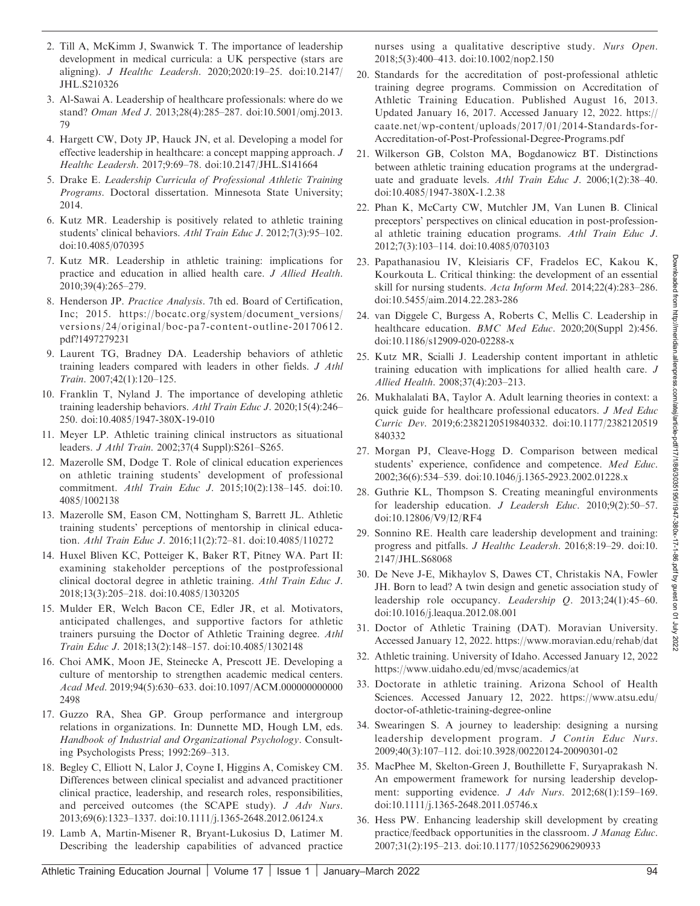2. Till A, McKimm J, Swanwick T. The importance of leadership development in medical curricula: a UK perspective (stars are aligning). *J Healthc Leadersh*. 2020;2020:19–25. doi:10.2147/JHL.S210326
3. Al-Sawai A. Leadership of healthcare professionals: where do we stand? *Oman Med J*. 2013;28(4):285–287. doi:10.5001/omj.2013.79
4. Hargett CW, Doty JP, Hauck JN, et al. Developing a model for effective leadership in healthcare: a concept mapping approach. *J Healthc Leadersh*. 2017;9:69–78. doi:10.2147/JHL.S141664
5. Drake E. *Leadership Curricula of Professional Athletic Training Programs*. Doctoral dissertation. Minnesota State University; 2014.
6. Kutz MR. Leadership is positively related to athletic training students' clinical behaviors. *Athl Train Educ J*. 2012;7(3):95–102. doi:10.4085/070395
7. Kutz MR. Leadership in athletic training: implications for practice and education in allied health care. *J Allied Health*. 2010;39(4):265–279.
8. Henderson JP. *Practice Analysis*. 7th ed. Board of Certification, Inc; 2015. https://bocatc.org/system/document_versions/versions/24/original/boc-pa7-content-outline-20170612.pdf?1497279231
9. Laurent TG, Bradney DA. Leadership behaviors of athletic training leaders compared with leaders in other fields. *J Athl Train*. 2007;42(1):120–125.
10. Franklin T, Nyland J. The importance of developing athletic training leadership behaviors. *Athl Train Educ J*. 2020;15(4):246–250. doi:10.4085/1947-380X-19-010
11. Meyer LP. Athletic training clinical instructors as situational leaders. *J Athl Train*. 2002;37(4 Suppl):S261–S265.
12. Mazerolle SM, Dodge T. Role of clinical education experiences on athletic training students' development of professional commitment. *Athl Train Educ J*. 2015;10(2):138–145. doi:10.4085/1002138
13. Mazerolle SM, Eason CM, Nottingham S, Barrett JL. Athletic training students' perceptions of mentorship in clinical education. *Athl Train Educ J*. 2016;11(2):72–81. doi:10.4085/110272
14. Huxel Bliven KC, Potteiger K, Baker RT, Pitney WA. Part II: examining stakeholder perceptions of the postprofessional clinical doctoral degree in athletic training. *Athl Train Educ J*. 2018;13(3):205–218. doi:10.4085/1303205
15. Mulder ER, Welch Bacon CE, Edler JR, et al. Motivators, anticipated challenges, and supportive factors for athletic trainers pursuing the Doctor of Athletic Training degree. *Athl Train Educ J*. 2018;13(2):148–157. doi:10.4085/1302148
16. Choi AMK, Moon JE, Steinecke A, Prescott JE. Developing a culture of mentorship to strengthen academic medical centers. *Acad Med*. 2019;94(5):630–633. doi:10.1097/ACM.0000000000002498
17. Guzzo RA, Shea GP. Group performance and intergroup relations in organizations. In: Dunnette MD, Hough LM, eds. *Handbook of Industrial and Organizational Psychology*. Consulting Psychologists Press; 1992:269–313.
18. Begley C, Elliott N, Lalor J, Coyne I, Higgins A, Comiskey CM. Differences between clinical specialist and advanced practitioner clinical practice, leadership, and research roles, responsibilities, and perceived outcomes (the SCAPE study). *J Adv Nurs*. 2013;69(6):1323–1337. doi:10.1111/j.1365-2648.2012.06124.x
19. Lamb A, Martin-Misener R, Bryant-Lukosius D, Latimer M. Describing the leadership capabilities of advanced practice nurses using a qualitative descriptive study. *Nurs Open*. 2018;5(3):400–413. doi:10.1002/nop2.150
20. Standards for the accreditation of post-professional athletic training degree programs. Commission on Accreditation of Athletic Training Education. Published August 16, 2013. Updated January 16, 2017. Accessed January 12, 2022. https://caate.net/wp-content/uploads/2017/01/2014-Standards-for-Accreditation-of-Post-Professional-Degree-Programs.pdf
21. Wilkerson GB, Colston MA, Bogdanowicz BT. Distinctions between athletic training education programs at the undergraduate and graduate levels. *Athl Train Educ J*. 2006;1(2):38–40. doi:10.4085/1947-380X-1.2.38
22. Phan K, McCarty CW, Mutchler JM, Van Lunen B. Clinical preceptors' perspectives on clinical education in post-professional athletic training education programs. *Athl Train Educ J*. 2012;7(3):103–114. doi:10.4085/0703103
23. Papathanasiou IV, Kleisiaris CF, Fradelos EC, Kakou K, Kourkouta L. Critical thinking: the development of an essential skill for nursing students. *Acta Inform Med*. 2014;22(4):283–286. doi:10.5455/aim.2014.22.283-286
24. van Diggele C, Burgess A, Roberts C, Mellis C. Leadership in healthcare education. *BMC Med Educ*. 2020;20(Suppl 2):456. doi:10.1186/s12909-020-02288-x
25. Kutz MR, Scialli J. Leadership content important in athletic training education with implications for allied health care. *J Allied Health*. 2008;37(4):203–213.
26. Mukhalalati BA, Taylor A. Adult learning theories in context: a quick guide for healthcare professional educators. *J Med Educ Curric Dev*. 2019;6:2382120519840332. doi:10.1177/2382120519840332
27. Morgan PJ, Cleave-Hogg D. Comparison between medical students' experience, confidence and competence. *Med Educ*. 2002;36(6):534–539. doi:10.1046/j.1365-2923.2002.01228.x
28. Guthrie KL, Thompson S. Creating meaningful environments for leadership education. *J Leadersh Educ*. 2010;9(2):50–57. doi:10.12806/V9/I2/RF4
29. Sonnino RE. Health care leadership development and training: progress and pitfalls. *J Healthc Leadersh*. 2016;8:19–29. doi:10.2147/JHL.S68068
30. De Neve J-E, Mikhaylov S, Dawes CT, Christakis NA, Fowler JH. Born to lead? A twin design and genetic association study of leadership role occupancy. *Leadership Q*. 2013;24(1):45–60. doi:10.1016/j.leaqua.2012.08.001
31. Doctor of Athletic Training (DAT). Moravian University. Accessed January 12, 2022. https://www.moravian.edu/rehab/dat
32. Athletic training. University of Idaho. Accessed January 12, 2022 https://www.uidaho.edu/ed/mvsc/academics/at
33. Doctorate in athletic training. Arizona School of Health Sciences. Accessed January 12, 2022. https://www.atsu.edu/doctor-of-athletic-training-degree-online
34. Swearingen S. A journey to leadership: designing a nursing leadership development program. *J Contin Educ Nurs*. 2009;40(3):107–112. doi:10.3928/00220124-20090301-02
35. MacPhee M, Skelton-Green J, Bouthillette F, Suryaprakash N. An empowerment framework for nursing leadership development: supporting evidence. *J Adv Nurs*. 2012;68(1):159–169. doi:10.1111/j.1365-2648.2011.05746.x
36. Hess PW. Enhancing leadership skill development by creating practice/feedback opportunities in the classroom. *J Manag Educ*. 2007;31(2):195–213. doi:10.1177/1052562906290933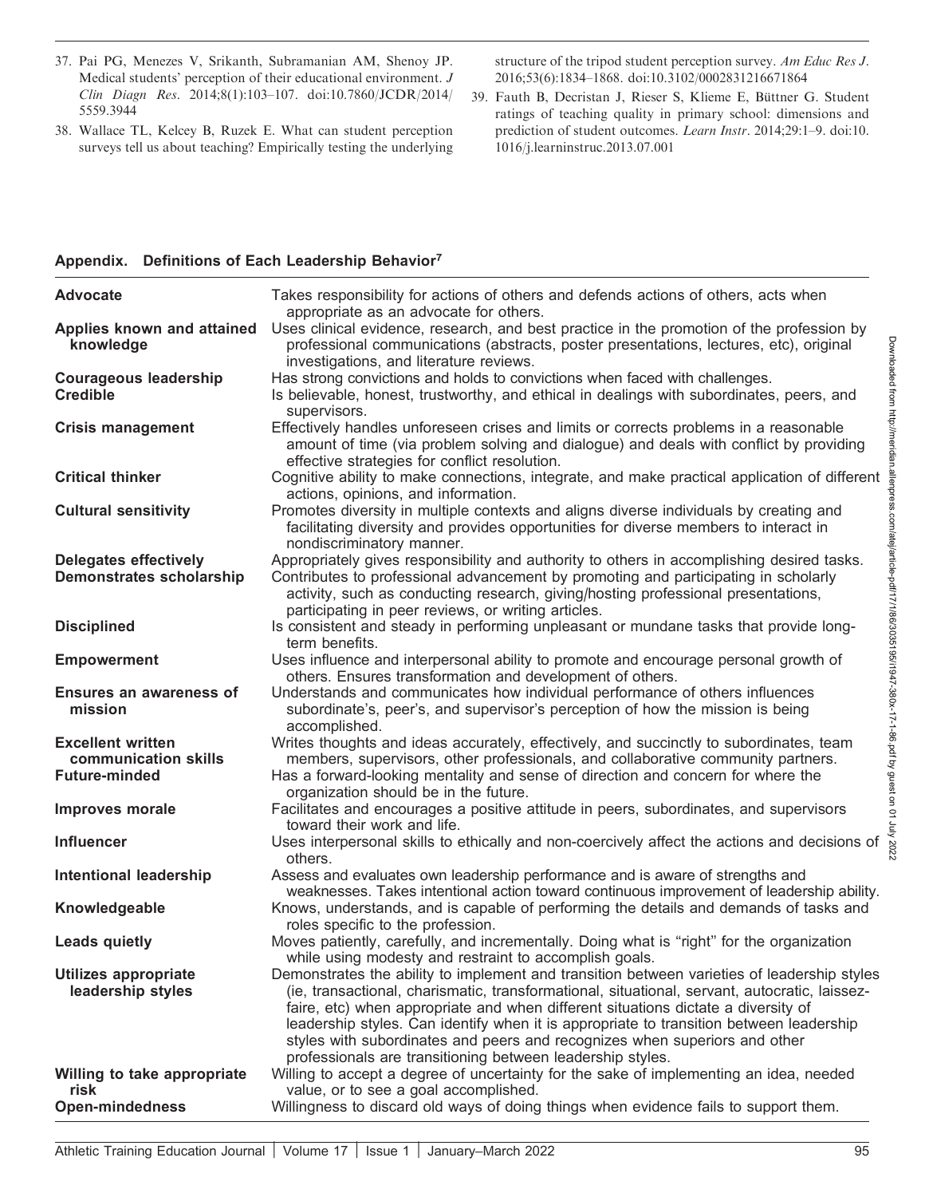37. Pai PG, Menezes V, Srikanth, Subramanian AM, Shenoy JP. Medical students' perception of their educational environment. *J Clin Diagn Res*. 2014;8(1):103–107. doi:10.7860/JCDR/2014/5559.3944
38. Wallace TL, Kelcey B, Ruzek E. What can student perception surveys tell us about teaching? Empirically testing the underlying structure of the tripod student perception survey. *Am Educ Res J*. 2016;53(6):1834–1868. doi:10.3102/0002831216671864
39. Fauth B, Decristan J, Rieser S, Klieme E, Büttner G. Student ratings of teaching quality in primary school: dimensions and prediction of student outcomes. *Learn Instr*. 2014;29:1–9. doi:10.1016/j.learninstruc.2013.07.001

## Appendix. Definitions of Each Leadership Behavior[7]

| | |
|---|---|
| **Advocate** | Takes responsibility for actions of others and defends actions of others, acts when appropriate as an advocate for others. |
| **Applies known and attained knowledge** | Uses clinical evidence, research, and best practice in the promotion of the profession by professional communications (abstracts, poster presentations, lectures, etc), original investigations, and literature reviews. |
| **Courageous leadership** | Has strong convictions and holds to convictions when faced with challenges. |
| **Credible** | Is believable, honest, trustworthy, and ethical in dealings with subordinates, peers, and supervisors. |
| **Crisis management** | Effectively handles unforeseen crises and limits or corrects problems in a reasonable amount of time (via problem solving and dialogue) and deals with conflict by providing effective strategies for conflict resolution. |
| **Critical thinker** | Cognitive ability to make connections, integrate, and make practical application of different actions, opinions, and information. |
| **Cultural sensitivity** | Promotes diversity in multiple contexts and aligns diverse individuals by creating and facilitating diversity and provides opportunities for diverse members to interact in nondiscriminatory manner. |
| **Delegates effectively** | Appropriately gives responsibility and authority to others in accomplishing desired tasks. |
| **Demonstrates scholarship** | Contributes to professional advancement by promoting and participating in scholarly activity, such as conducting research, giving/hosting professional presentations, participating in peer reviews, or writing articles. |
| **Disciplined** | Is consistent and steady in performing unpleasant or mundane tasks that provide long-term benefits. |
| **Empowerment** | Uses influence and interpersonal ability to promote and encourage personal growth of others. Ensures transformation and development of others. |
| **Ensures an awareness of mission** | Understands and communicates how individual performance of others influences subordinate's, peer's, and supervisor's perception of how the mission is being accomplished. |
| **Excellent written communication skills** | Writes thoughts and ideas accurately, effectively, and succinctly to subordinates, team members, supervisors, other professionals, and collaborative community partners. |
| **Future-minded** | Has a forward-looking mentality and sense of direction and concern for where the organization should be in the future. |
| **Improves morale** | Facilitates and encourages a positive attitude in peers, subordinates, and supervisors toward their work and life. |
| **Influencer** | Uses interpersonal skills to ethically and non-coercively affect the actions and decisions of others. |
| **Intentional leadership** | Assess and evaluates own leadership performance and is aware of strengths and weaknesses. Takes intentional action toward continuous improvement of leadership ability. |
| **Knowledgeable** | Knows, understands, and is capable of performing the details and demands of tasks and roles specific to the profession. |
| **Leads quietly** | Moves patiently, carefully, and incrementally. Doing what is "right" for the organization while using modesty and restraint to accomplish goals. |
| **Utilizes appropriate leadership styles** | Demonstrates the ability to implement and transition between varieties of leadership styles (ie, transactional, charismatic, transformational, situational, servant, autocratic, laissez-faire, etc) when appropriate and when different situations dictate a diversity of leadership styles. Can identify when it is appropriate to transition between leadership styles with subordinates and peers and recognizes when superiors and other professionals are transitioning between leadership styles. |
| **Willing to take appropriate risk** | Willing to accept a degree of uncertainty for the sake of implementing an idea, needed value, or to see a goal accomplished. |
| **Open-mindedness** | Willingness to discard old ways of doing things when evidence fails to support them. |